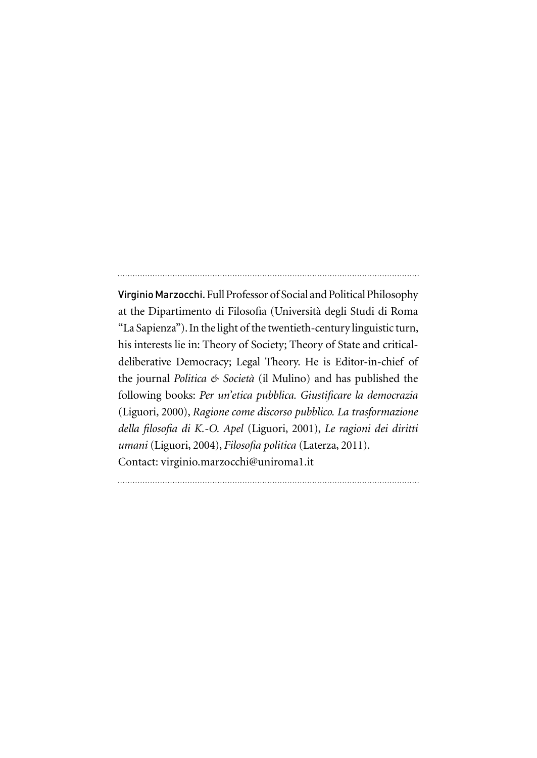**Virginio Marzocchi.** Full Professor of Social and Political Philosophy at the Dipartimento di Filosofia (Università degli Studi di Roma "La Sapienza"). In the light of the twentieth-century linguistic turn, his interests lie in: Theory of Society; Theory of State and critical-deliberative Democracy; Legal Theory. He is Editor-in-chief of the journal *Politica & Società* (il Mulino) and has published the following books: *Per un'etica pubblica. Giustificare la democrazia* (Liguori, 2000), *Ragione come discorso pubblico. La trasformazione della filosofia di K.-O. Apel* (Liguori, 2001), *Le ragioni dei diritti umani* (Liguori, 2004), *Filosofia politica* (Laterza, 2011).
Contact: virginio.marzocchi@uniroma1.it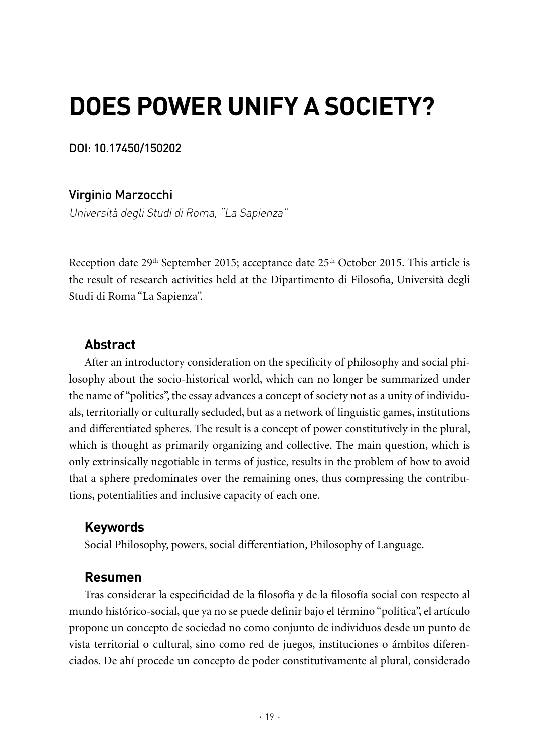# DOES POWER UNIFY A SOCIETY?

DOI: 10.17450/150202

Virginio Marzocchi

*Università degli Studi di Roma, "La Sapienza"*

Reception date 29th September 2015; acceptance date 25th October 2015. This article is the result of research activities held at the Dipartimento di Filosofia, Università degli Studi di Roma "La Sapienza".

## Abstract

After an introductory consideration on the specificity of philosophy and social philosophy about the socio-historical world, which can no longer be summarized under the name of "politics", the essay advances a concept of society not as a unity of individuals, territorially or culturally secluded, but as a network of linguistic games, institutions and differentiated spheres. The result is a concept of power constitutively in the plural, which is thought as primarily organizing and collective. The main question, which is only extrinsically negotiable in terms of justice, results in the problem of how to avoid that a sphere predominates over the remaining ones, thus compressing the contributions, potentialities and inclusive capacity of each one.

## Keywords

Social Philosophy, powers, social differentiation, Philosophy of Language.

## Resumen

Tras considerar la especificidad de la filosofía y de la filosofía social con respecto al mundo histórico-social, que ya no se puede definir bajo el término "política", el artículo propone un concepto de sociedad no como conjunto de individuos desde un punto de vista territorial o cultural, sino como red de juegos, instituciones o ámbitos diferenciados. De ahí procede un concepto de poder constitutivamente al plural, considerado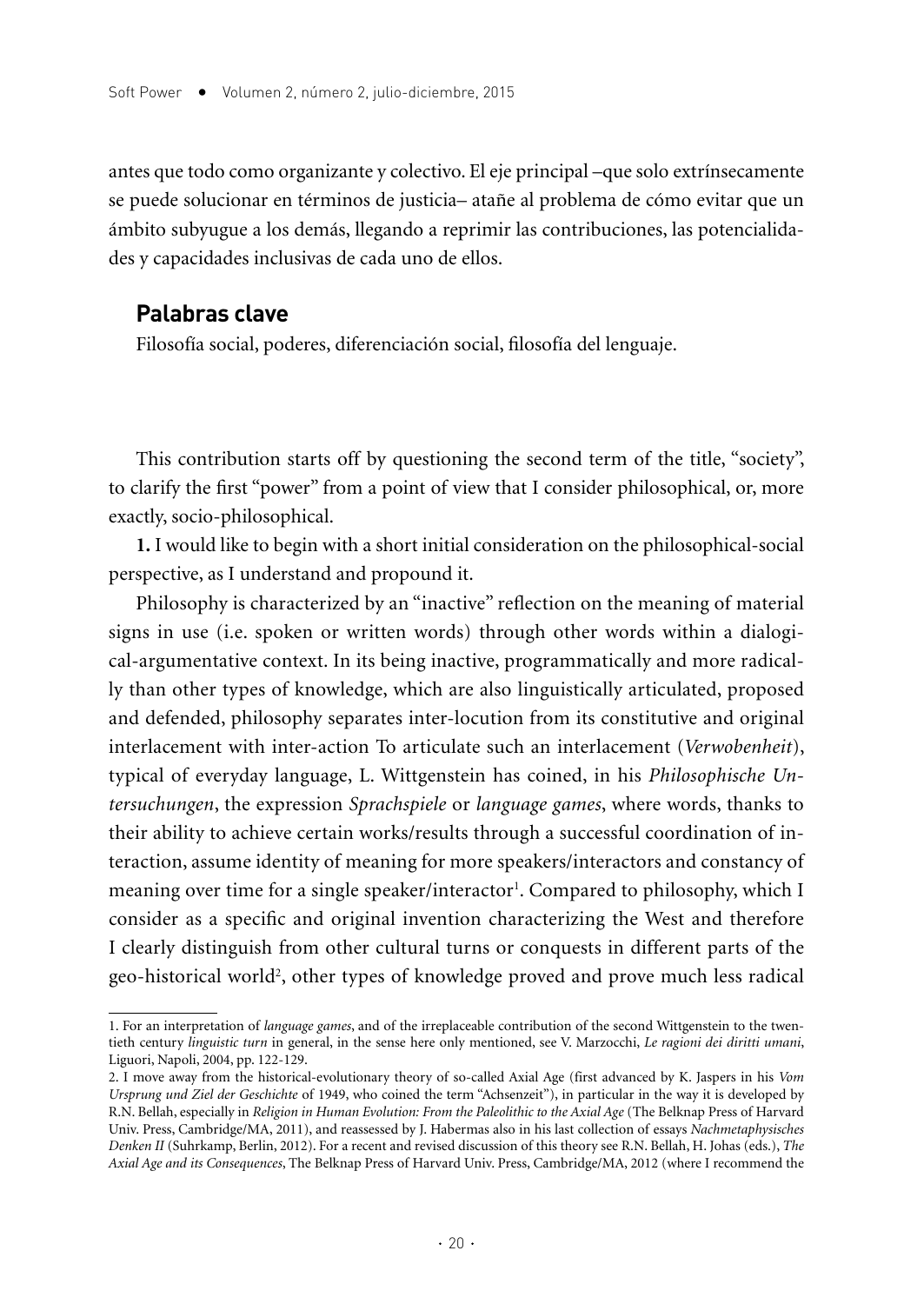antes que todo como organizante y colectivo. El eje principal –que solo extrínsecamente se puede solucionar en términos de justicia– atañe al problema de cómo evitar que un ámbito subyugue a los demás, llegando a reprimir las contribuciones, las potencialidades y capacidades inclusivas de cada uno de ellos.

## Palabras clave

Filosofía social, poderes, diferenciación social, filosofía del lenguaje.

This contribution starts off by questioning the second term of the title, "society", to clarify the first "power" from a point of view that I consider philosophical, or, more exactly, socio-philosophical.

**1.** I would like to begin with a short initial consideration on the philosophical-social perspective, as I understand and propound it.

Philosophy is characterized by an "inactive" reflection on the meaning of material signs in use (i.e. spoken or written words) through other words within a dialogical-argumentative context. In its being inactive, programmatically and more radically than other types of knowledge, which are also linguistically articulated, proposed and defended, philosophy separates inter-locution from its constitutive and original interlacement with inter-action To articulate such an interlacement (*Verwobenheit*), typical of everyday language, L. Wittgenstein has coined, in his *Philosophische Untersuchungen*, the expression *Sprachspiele* or *language games*, where words, thanks to their ability to achieve certain works/results through a successful coordination of interaction, assume identity of meaning for more speakers/interactors and constancy of meaning over time for a single speaker/interactor[1]. Compared to philosophy, which I consider as a specific and original invention characterizing the West and therefore I clearly distinguish from other cultural turns or conquests in different parts of the geo-historical world[2], other types of knowledge proved and prove much less radical

1. For an interpretation of *language games*, and of the irreplaceable contribution of the second Wittgenstein to the twentieth century *linguistic turn* in general, in the sense here only mentioned, see V. Marzocchi, *Le ragioni dei diritti umani*, Liguori, Napoli, 2004, pp. 122-129.

2. I move away from the historical-evolutionary theory of so-called Axial Age (first advanced by K. Jaspers in his *Vom Ursprung und Ziel der Geschichte* of 1949, who coined the term "Achsenzeit"), in particular in the way it is developed by R.N. Bellah, especially in *Religion in Human Evolution: From the Paleolithic to the Axial Age* (The Belknap Press of Harvard Univ. Press, Cambridge/MA, 2011), and reassessed by J. Habermas also in his last collection of essays *Nachmetaphysisches Denken II* (Suhrkamp, Berlin, 2012). For a recent and revised discussion of this theory see R.N. Bellah, H. Johas (eds.), *The Axial Age and its Consequences*, The Belknap Press of Harvard Univ. Press, Cambridge/MA, 2012 (where I recommend the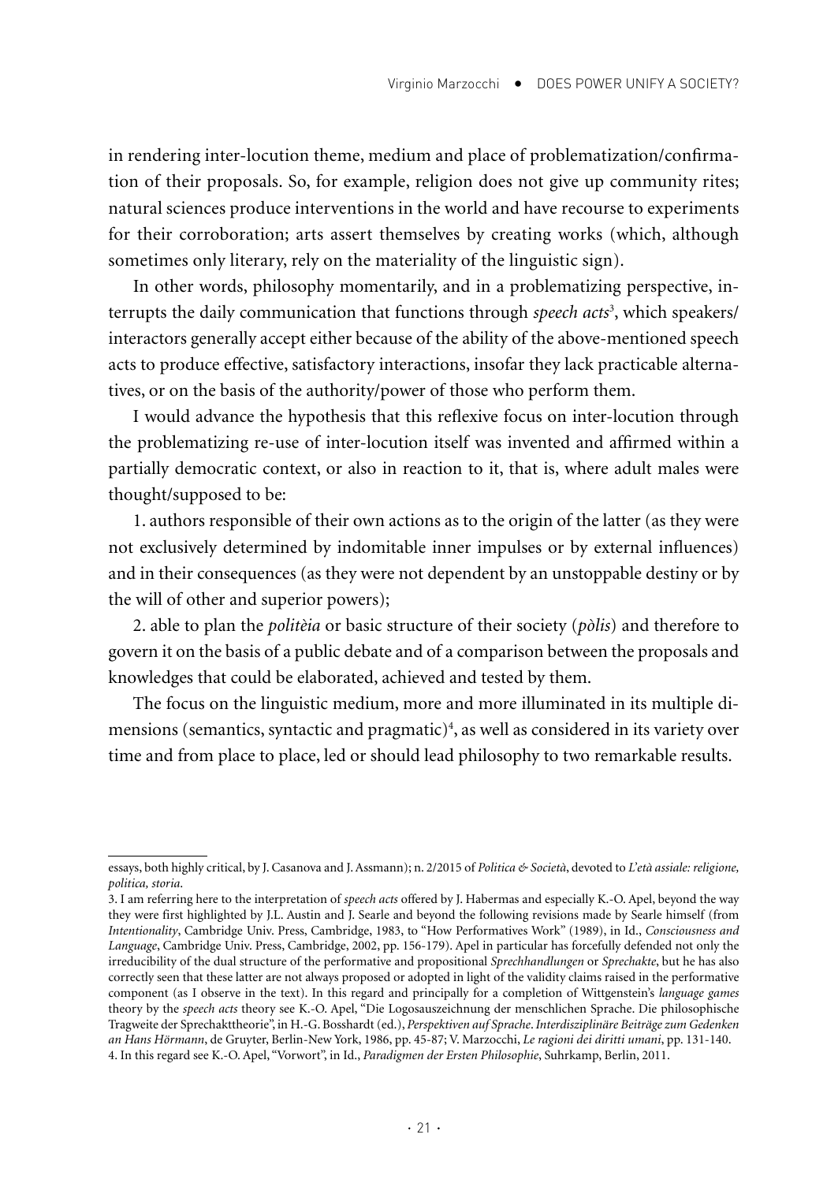in rendering inter-locution theme, medium and place of problematization/confirmation of their proposals. So, for example, religion does not give up community rites; natural sciences produce interventions in the world and have recourse to experiments for their corroboration; arts assert themselves by creating works (which, although sometimes only literary, rely on the materiality of the linguistic sign).

In other words, philosophy momentarily, and in a problematizing perspective, interrupts the daily communication that functions through *speech acts*[3], which speakers/interactors generally accept either because of the ability of the above-mentioned speech acts to produce effective, satisfactory interactions, insofar they lack practicable alternatives, or on the basis of the authority/power of those who perform them.

I would advance the hypothesis that this reflexive focus on inter-locution through the problematizing re-use of inter-locution itself was invented and affirmed within a partially democratic context, or also in reaction to it, that is, where adult males were thought/supposed to be:

1. authors responsible of their own actions as to the origin of the latter (as they were not exclusively determined by indomitable inner impulses or by external influences) and in their consequences (as they were not dependent by an unstoppable destiny or by the will of other and superior powers);

2. able to plan the *politèia* or basic structure of their society (*pòlis*) and therefore to govern it on the basis of a public debate and of a comparison between the proposals and knowledges that could be elaborated, achieved and tested by them.

The focus on the linguistic medium, more and more illuminated in its multiple dimensions (semantics, syntactic and pragmatic)[4], as well as considered in its variety over time and from place to place, led or should lead philosophy to two remarkable results.

---

essays, both highly critical, by J. Casanova and J. Assmann); n. 2/2015 of *Politica & Società*, devoted to *L'età assiale: religione, politica, storia*.

3. I am referring here to the interpretation of *speech acts* offered by J. Habermas and especially K.-O. Apel, beyond the way they were first highlighted by J.L. Austin and J. Searle and beyond the following revisions made by Searle himself (from *Intentionality*, Cambridge Univ. Press, Cambridge, 1983, to "How Performatives Work" (1989), in Id., *Consciousness and Language*, Cambridge Univ. Press, Cambridge, 2002, pp. 156-179). Apel in particular has forcefully defended not only the irreducibility of the dual structure of the performative and propositional *Sprechhandlungen* or *Sprechakte*, but he has also correctly seen that these latter are not always proposed or adopted in light of the validity claims raised in the performative component (as I observe in the text). In this regard and principally for a completion of Wittgenstein's *language games* theory by the *speech acts* theory see K.-O. Apel, "Die Logosauszeichnung der menschlichen Sprache. Die philosophische Tragweite der Sprechakttheorie", in H.-G. Bosshardt (ed.), *Perspektiven auf Sprache. Interdisziplinäre Beiträge zum Gedenken an Hans Hörmann*, de Gruyter, Berlin-New York, 1986, pp. 45-87; V. Marzocchi, *Le ragioni dei diritti umani*, pp. 131-140.

4. In this regard see K.-O. Apel, "Vorwort", in Id., *Paradigmen der Ersten Philosophie*, Suhrkamp, Berlin, 2011.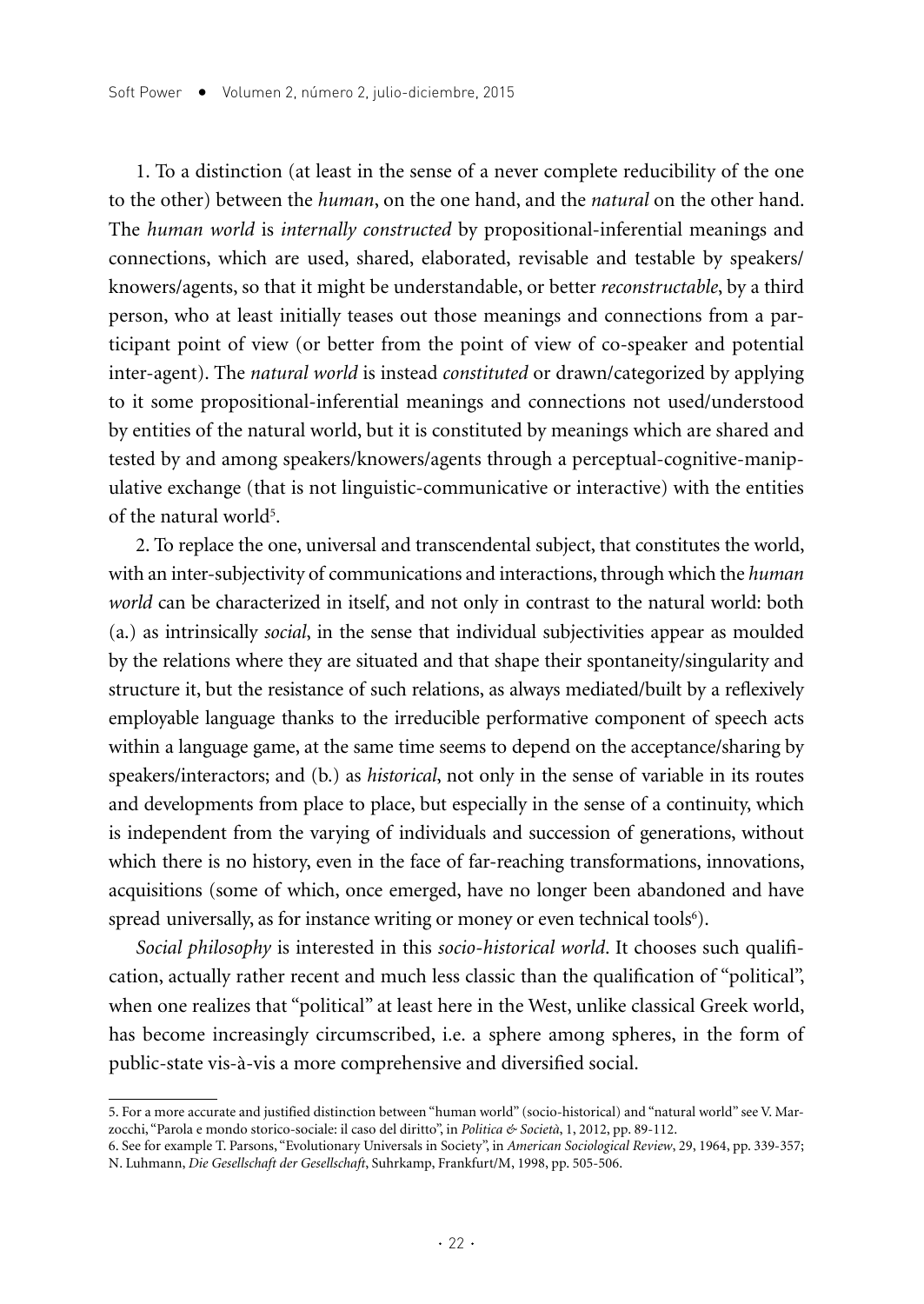1. To a distinction (at least in the sense of a never complete reducibility of the one to the other) between the *human*, on the one hand, and the *natural* on the other hand. The *human world* is *internally constructed* by propositional-inferential meanings and connections, which are used, shared, elaborated, revisable and testable by speakers/knowers/agents, so that it might be understandable, or better *reconstructable*, by a third person, who at least initially teases out those meanings and connections from a participant point of view (or better from the point of view of co-speaker and potential inter-agent). The *natural world* is instead *constituted* or drawn/categorized by applying to it some propositional-inferential meanings and connections not used/understood by entities of the natural world, but it is constituted by meanings which are shared and tested by and among speakers/knowers/agents through a perceptual-cognitive-manipulative exchange (that is not linguistic-communicative or interactive) with the entities of the natural world[5].

2. To replace the one, universal and transcendental subject, that constitutes the world, with an inter-subjectivity of communications and interactions, through which the *human world* can be characterized in itself, and not only in contrast to the natural world: both (a.) as intrinsically *social*, in the sense that individual subjectivities appear as moulded by the relations where they are situated and that shape their spontaneity/singularity and structure it, but the resistance of such relations, as always mediated/built by a reflexively employable language thanks to the irreducible performative component of speech acts within a language game, at the same time seems to depend on the acceptance/sharing by speakers/interactors; and (b.) as *historical*, not only in the sense of variable in its routes and developments from place to place, but especially in the sense of a continuity, which is independent from the varying of individuals and succession of generations, without which there is no history, even in the face of far-reaching transformations, innovations, acquisitions (some of which, once emerged, have no longer been abandoned and have spread universally, as for instance writing or money or even technical tools[6]).

*Social philosophy* is interested in this *socio-historical world*. It chooses such qualification, actually rather recent and much less classic than the qualification of "political", when one realizes that "political" at least here in the West, unlike classical Greek world, has become increasingly circumscribed, i.e. a sphere among spheres, in the form of public-state vis-à-vis a more comprehensive and diversified social.

---

5. For a more accurate and justified distinction between "human world" (socio-historical) and "natural world" see V. Marzocchi, "Parola e mondo storico-sociale: il caso del diritto", in *Politica & Società*, 1, 2012, pp. 89-112.

6. See for example T. Parsons, "Evolutionary Universals in Society", in *American Sociological Review*, 29, 1964, pp. 339-357; N. Luhmann, *Die Gesellschaft der Gesellschaft*, Suhrkamp, Frankfurt/M, 1998, pp. 505-506.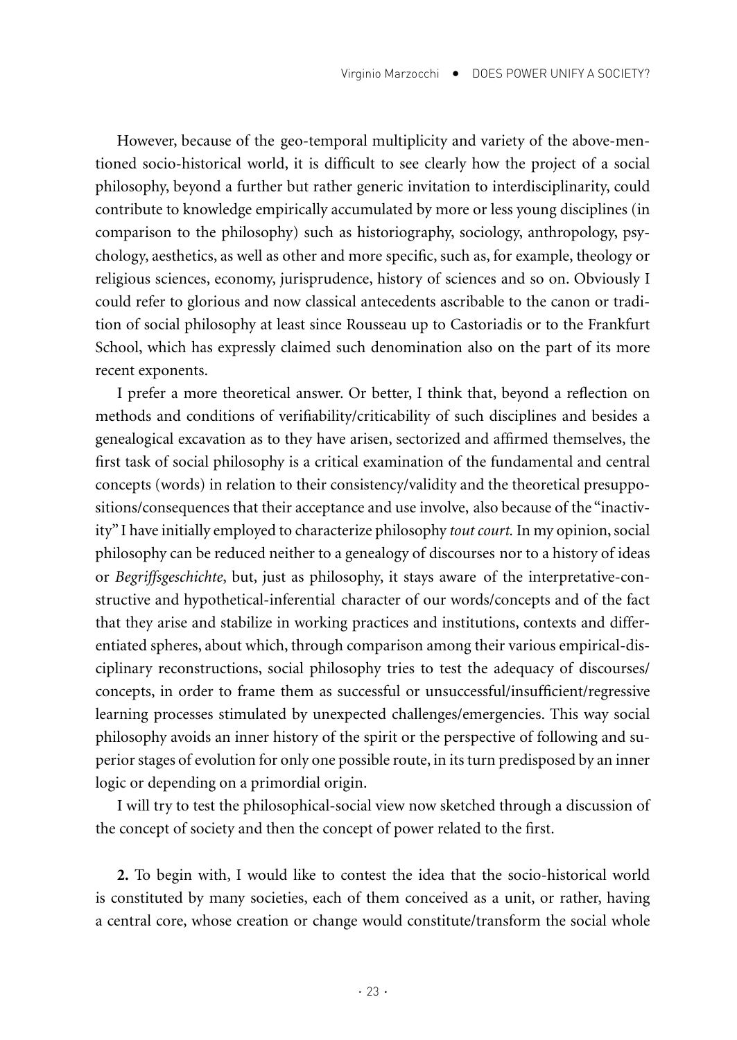However, because of the geo-temporal multiplicity and variety of the above-mentioned socio-historical world, it is difficult to see clearly how the project of a social philosophy, beyond a further but rather generic invitation to interdisciplinarity, could contribute to knowledge empirically accumulated by more or less young disciplines (in comparison to the philosophy) such as historiography, sociology, anthropology, psychology, aesthetics, as well as other and more specific, such as, for example, theology or religious sciences, economy, jurisprudence, history of sciences and so on. Obviously I could refer to glorious and now classical antecedents ascribable to the canon or tradition of social philosophy at least since Rousseau up to Castoriadis or to the Frankfurt School, which has expressly claimed such denomination also on the part of its more recent exponents.

I prefer a more theoretical answer. Or better, I think that, beyond a reflection on methods and conditions of verifiability/criticability of such disciplines and besides a genealogical excavation as to they have arisen, sectorized and affirmed themselves, the first task of social philosophy is a critical examination of the fundamental and central concepts (words) in relation to their consistency/validity and the theoretical presuppositions/consequences that their acceptance and use involve, also because of the "inactivity" I have initially employed to characterize philosophy *tout court.* In my opinion, social philosophy can be reduced neither to a genealogy of discourses nor to a history of ideas or *Begriffsgeschichte*, but, just as philosophy, it stays aware of the interpretative-constructive and hypothetical-inferential character of our words/concepts and of the fact that they arise and stabilize in working practices and institutions, contexts and differentiated spheres, about which, through comparison among their various empirical-disciplinary reconstructions, social philosophy tries to test the adequacy of discourses/concepts, in order to frame them as successful or unsuccessful/insufficient/regressive learning processes stimulated by unexpected challenges/emergencies. This way social philosophy avoids an inner history of the spirit or the perspective of following and superior stages of evolution for only one possible route, in its turn predisposed by an inner logic or depending on a primordial origin.

I will try to test the philosophical-social view now sketched through a discussion of the concept of society and then the concept of power related to the first.

**2.** To begin with, I would like to contest the idea that the socio-historical world is constituted by many societies, each of them conceived as a unit, or rather, having a central core, whose creation or change would constitute/transform the social whole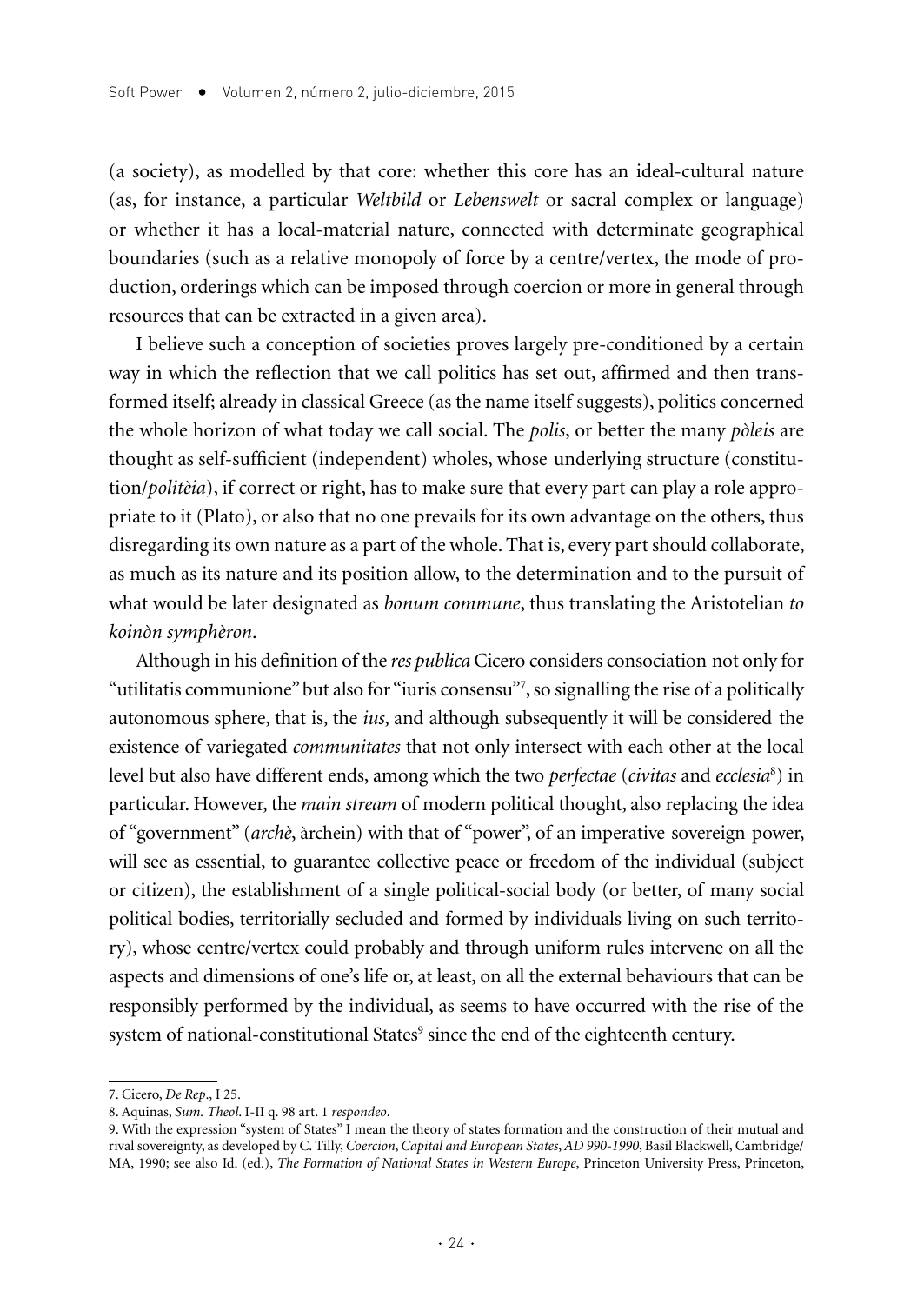(a society), as modelled by that core: whether this core has an ideal-cultural nature (as, for instance, a particular *Weltbild* or *Lebenswelt* or sacral complex or language) or whether it has a local-material nature, connected with determinate geographical boundaries (such as a relative monopoly of force by a centre/vertex, the mode of production, orderings which can be imposed through coercion or more in general through resources that can be extracted in a given area).

I believe such a conception of societies proves largely pre-conditioned by a certain way in which the reflection that we call politics has set out, affirmed and then transformed itself; already in classical Greece (as the name itself suggests), politics concerned the whole horizon of what today we call social. The *polis*, or better the many *pòleis* are thought as self-sufficient (independent) wholes, whose underlying structure (constitution/*politèia*), if correct or right, has to make sure that every part can play a role appropriate to it (Plato), or also that no one prevails for its own advantage on the others, thus disregarding its own nature as a part of the whole. That is, every part should collaborate, as much as its nature and its position allow, to the determination and to the pursuit of what would be later designated as *bonum commune*, thus translating the Aristotelian *to koinòn symphèron*.

Although in his definition of the *res publica* Cicero considers consociation not only for "utilitatis communione" but also for "iuris consensu"[7], so signalling the rise of a politically autonomous sphere, that is, the *ius*, and although subsequently it will be considered the existence of variegated *communitates* that not only intersect with each other at the local level but also have different ends, among which the two *perfectae* (*civitas* and *ecclesia*[8]) in particular. However, the *main stream* of modern political thought, also replacing the idea of "government" (*archè*, àrchein) with that of "power", of an imperative sovereign power, will see as essential, to guarantee collective peace or freedom of the individual (subject or citizen), the establishment of a single political-social body (or better, of many social political bodies, territorially secluded and formed by individuals living on such territory), whose centre/vertex could probably and through uniform rules intervene on all the aspects and dimensions of one's life or, at least, on all the external behaviours that can be responsibly performed by the individual, as seems to have occurred with the rise of the system of national-constitutional States[9] since the end of the eighteenth century.

---

7. Cicero, *De Rep*., I 25.

8. Aquinas, *Sum. Theol*. I-II q. 98 art. 1 *respondeo*.

9. With the expression "system of States" I mean the theory of states formation and the construction of their mutual and rival sovereignty, as developed by C. Tilly, *Coercion, Capital and European States, AD 990-1990*, Basil Blackwell, Cambridge/MA, 1990; see also Id. (ed.), *The Formation of National States in Western Europe*, Princeton University Press, Princeton,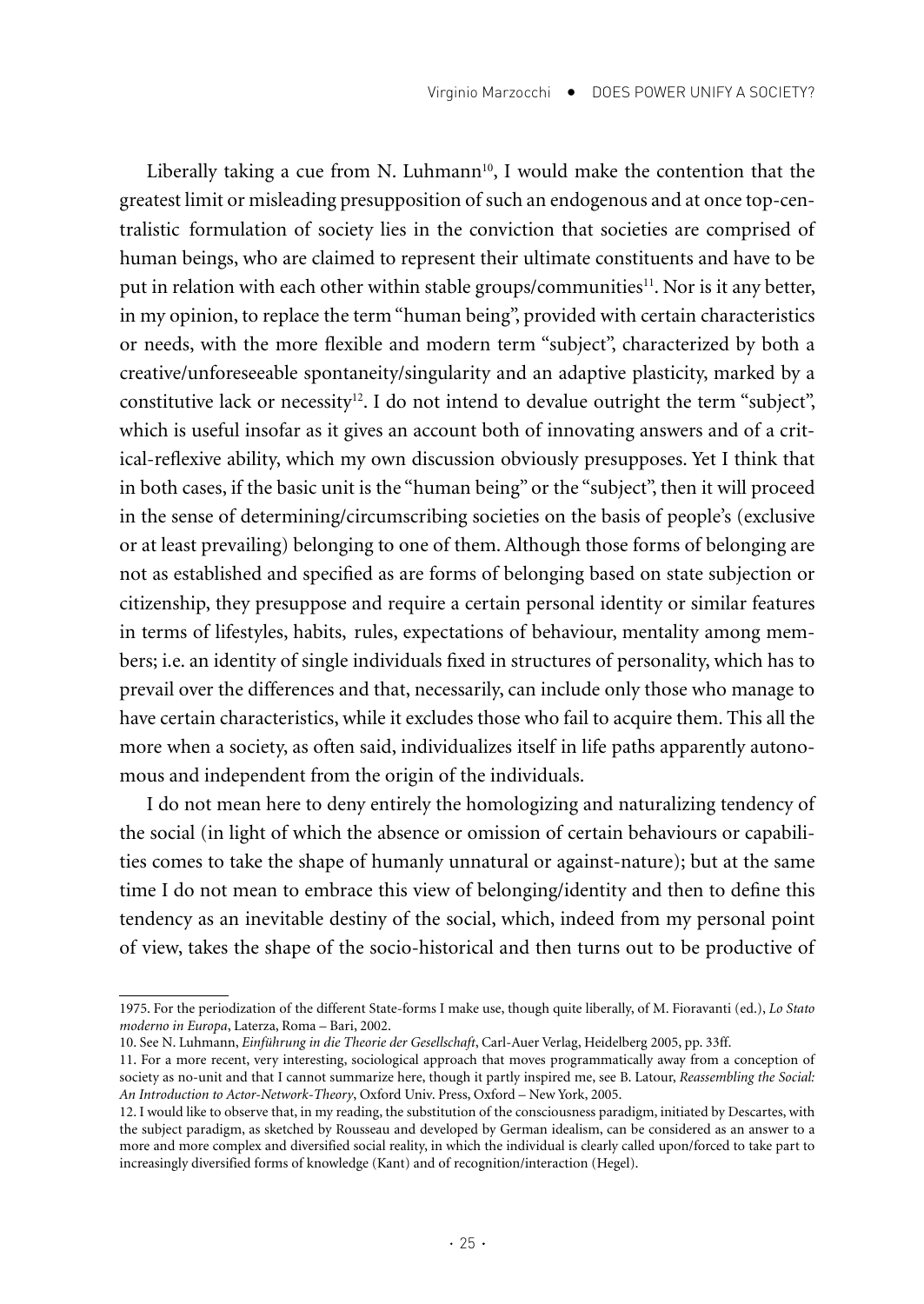Liberally taking a cue from N. Luhmann[10], I would make the contention that the greatest limit or misleading presupposition of such an endogenous and at once top-centralistic formulation of society lies in the conviction that societies are comprised of human beings, who are claimed to represent their ultimate constituents and have to be put in relation with each other within stable groups/communities[11]. Nor is it any better, in my opinion, to replace the term "human being", provided with certain characteristics or needs, with the more flexible and modern term "subject", characterized by both a creative/unforeseeable spontaneity/singularity and an adaptive plasticity, marked by a constitutive lack or necessity[12]. I do not intend to devalue outright the term "subject", which is useful insofar as it gives an account both of innovating answers and of a critical-reflexive ability, which my own discussion obviously presupposes. Yet I think that in both cases, if the basic unit is the "human being" or the "subject", then it will proceed in the sense of determining/circumscribing societies on the basis of people's (exclusive or at least prevailing) belonging to one of them. Although those forms of belonging are not as established and specified as are forms of belonging based on state subjection or citizenship, they presuppose and require a certain personal identity or similar features in terms of lifestyles, habits, rules, expectations of behaviour, mentality among members; i.e. an identity of single individuals fixed in structures of personality, which has to prevail over the differences and that, necessarily, can include only those who manage to have certain characteristics, while it excludes those who fail to acquire them. This all the more when a society, as often said, individualizes itself in life paths apparently autonomous and independent from the origin of the individuals.

I do not mean here to deny entirely the homologizing and naturalizing tendency of the social (in light of which the absence or omission of certain behaviours or capabilities comes to take the shape of humanly unnatural or against-nature); but at the same time I do not mean to embrace this view of belonging/identity and then to define this tendency as an inevitable destiny of the social, which, indeed from my personal point of view, takes the shape of the socio-historical and then turns out to be productive of

---

1975. For the periodization of the different State-forms I make use, though quite liberally, of M. Fioravanti (ed.), *Lo Stato moderno in Europa*, Laterza, Roma – Bari, 2002.

10. See N. Luhmann, *Einführung in die Theorie der Gesellschaft*, Carl-Auer Verlag, Heidelberg 2005, pp. 33ff.

11. For a more recent, very interesting, sociological approach that moves programmatically away from a conception of society as no-unit and that I cannot summarize here, though it partly inspired me, see B. Latour, *Reassembling the Social: An Introduction to Actor-Network-Theory*, Oxford Univ. Press, Oxford – New York, 2005.

12. I would like to observe that, in my reading, the substitution of the consciousness paradigm, initiated by Descartes, with the subject paradigm, as sketched by Rousseau and developed by German idealism, can be considered as an answer to a more and more complex and diversified social reality, in which the individual is clearly called upon/forced to take part to increasingly diversified forms of knowledge (Kant) and of recognition/interaction (Hegel).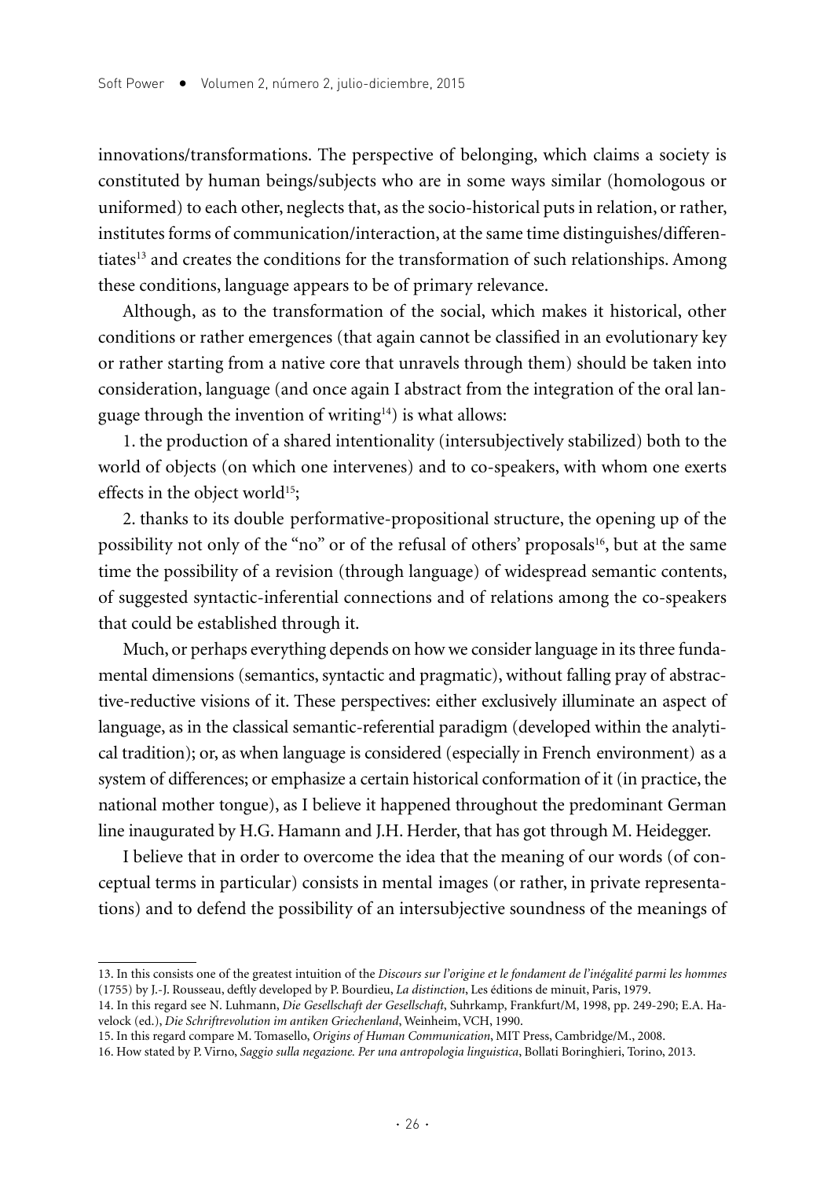innovations/transformations. The perspective of belonging, which claims a society is constituted by human beings/subjects who are in some ways similar (homologous or uniformed) to each other, neglects that, as the socio-historical puts in relation, or rather, institutes forms of communication/interaction, at the same time distinguishes/differentiates[13] and creates the conditions for the transformation of such relationships. Among these conditions, language appears to be of primary relevance.

Although, as to the transformation of the social, which makes it historical, other conditions or rather emergences (that again cannot be classified in an evolutionary key or rather starting from a native core that unravels through them) should be taken into consideration, language (and once again I abstract from the integration of the oral language through the invention of writing[14]) is what allows:

1. the production of a shared intentionality (intersubjectively stabilized) both to the world of objects (on which one intervenes) and to co-speakers, with whom one exerts effects in the object world[15];

2. thanks to its double performative-propositional structure, the opening up of the possibility not only of the "no" or of the refusal of others' proposals[16], but at the same time the possibility of a revision (through language) of widespread semantic contents, of suggested syntactic-inferential connections and of relations among the co-speakers that could be established through it.

Much, or perhaps everything depends on how we consider language in its three fundamental dimensions (semantics, syntactic and pragmatic), without falling pray of abstractive-reductive visions of it. These perspectives: either exclusively illuminate an aspect of language, as in the classical semantic-referential paradigm (developed within the analytical tradition); or, as when language is considered (especially in French environment) as a system of differences; or emphasize a certain historical conformation of it (in practice, the national mother tongue), as I believe it happened throughout the predominant German line inaugurated by H.G. Hamann and J.H. Herder, that has got through M. Heidegger.

I believe that in order to overcome the idea that the meaning of our words (of conceptual terms in particular) consists in mental images (or rather, in private representations) and to defend the possibility of an intersubjective soundness of the meanings of

---

13. In this consists one of the greatest intuition of the *Discours sur l'origine et le fondament de l'inégalité parmi les hommes* (1755) by J.-J. Rousseau, deftly developed by P. Bourdieu, *La distinction*, Les éditions de minuit, Paris, 1979.

14. In this regard see N. Luhmann, *Die Gesellschaft der Gesellschaft*, Suhrkamp, Frankfurt/M, 1998, pp. 249-290; E.A. Havelock (ed.), *Die Schriftrevolution im antiken Griechenland*, Weinheim, VCH, 1990.

15. In this regard compare M. Tomasello, *Origins of Human Communication*, MIT Press, Cambridge/M., 2008.

16. How stated by P. Virno, *Saggio sulla negazione. Per una antropologia linguistica*, Bollati Boringhieri, Torino, 2013.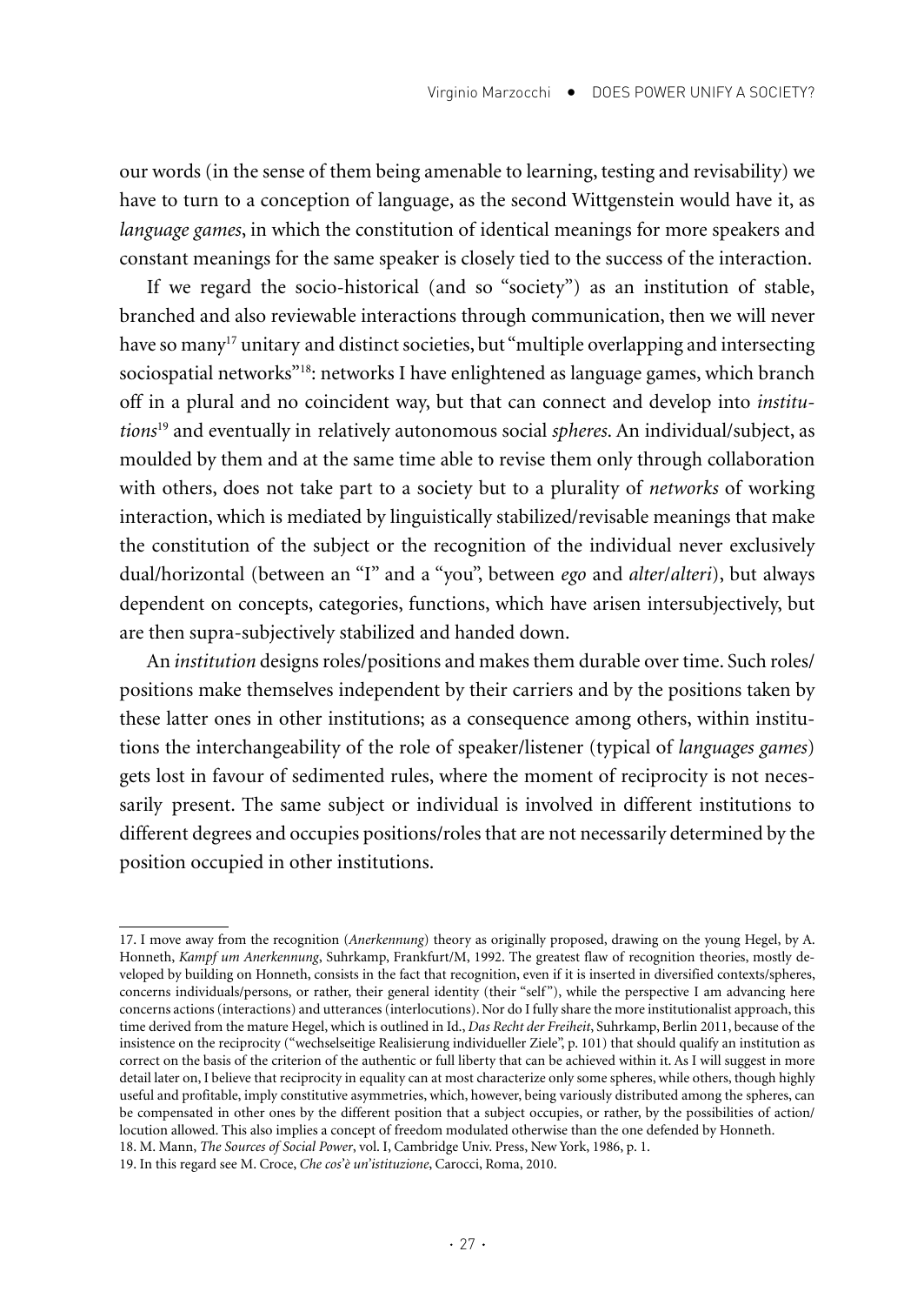our words (in the sense of them being amenable to learning, testing and revisability) we have to turn to a conception of language, as the second Wittgenstein would have it, as *language games*, in which the constitution of identical meanings for more speakers and constant meanings for the same speaker is closely tied to the success of the interaction.

If we regard the socio-historical (and so "society") as an institution of stable, branched and also reviewable interactions through communication, then we will never have so many[17] unitary and distinct societies, but "multiple overlapping and intersecting sociospatial networks"[18]: networks I have enlightened as language games, which branch off in a plural and no coincident way, but that can connect and develop into *institutions*[19] and eventually in relatively autonomous social *spheres*. An individual/subject, as moulded by them and at the same time able to revise them only through collaboration with others, does not take part to a society but to a plurality of *networks* of working interaction, which is mediated by linguistically stabilized/revisable meanings that make the constitution of the subject or the recognition of the individual never exclusively dual/horizontal (between an "I" and a "you", between *ego* and *alter*/*alteri*), but always dependent on concepts, categories, functions, which have arisen intersubjectively, but are then supra-subjectively stabilized and handed down.

An *institution* designs roles/positions and makes them durable over time. Such roles/positions make themselves independent by their carriers and by the positions taken by these latter ones in other institutions; as a consequence among others, within institutions the interchangeability of the role of speaker/listener (typical of *languages games*) gets lost in favour of sedimented rules, where the moment of reciprocity is not necessarily present. The same subject or individual is involved in different institutions to different degrees and occupies positions/roles that are not necessarily determined by the position occupied in other institutions.

---

17. I move away from the recognition (*Anerkennung*) theory as originally proposed, drawing on the young Hegel, by A. Honneth, *Kampf um Anerkennung*, Suhrkamp, Frankfurt/M, 1992. The greatest flaw of recognition theories, mostly developed by building on Honneth, consists in the fact that recognition, even if it is inserted in diversified contexts/spheres, concerns individuals/persons, or rather, their general identity (their "self"), while the perspective I am advancing here concerns actions (interactions) and utterances (interlocutions). Nor do I fully share the more institutionalist approach, this time derived from the mature Hegel, which is outlined in Id., *Das Recht der Freiheit*, Suhrkamp, Berlin 2011, because of the insistence on the reciprocity ("wechselseitige Realisierung individueller Ziele", p. 101) that should qualify an institution as correct on the basis of the criterion of the authentic or full liberty that can be achieved within it. As I will suggest in more detail later on, I believe that reciprocity in equality can at most characterize only some spheres, while others, though highly useful and profitable, imply constitutive asymmetries, which, however, being variously distributed among the spheres, can be compensated in other ones by the different position that a subject occupies, or rather, by the possibilities of action/locution allowed. This also implies a concept of freedom modulated otherwise than the one defended by Honneth.

18. M. Mann, *The Sources of Social Power*, vol. I, Cambridge Univ. Press, New York, 1986, p. 1.

19. In this regard see M. Croce, *Che cos'è un'istituzione*, Carocci, Roma, 2010.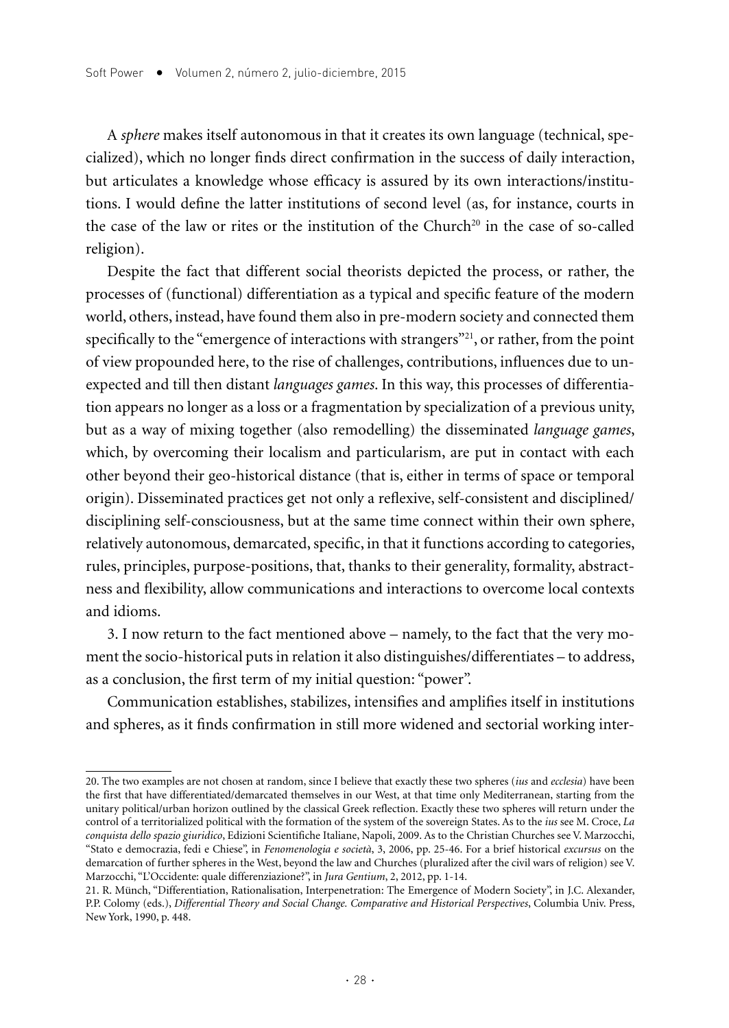A *sphere* makes itself autonomous in that it creates its own language (technical, specialized), which no longer finds direct confirmation in the success of daily interaction, but articulates a knowledge whose efficacy is assured by its own interactions/institutions. I would define the latter institutions of second level (as, for instance, courts in the case of the law or rites or the institution of the Church[20] in the case of so-called religion).

Despite the fact that different social theorists depicted the process, or rather, the processes of (functional) differentiation as a typical and specific feature of the modern world, others, instead, have found them also in pre-modern society and connected them specifically to the "emergence of interactions with strangers"[21], or rather, from the point of view propounded here, to the rise of challenges, contributions, influences due to unexpected and till then distant *languages games*. In this way, this processes of differentiation appears no longer as a loss or a fragmentation by specialization of a previous unity, but as a way of mixing together (also remodelling) the disseminated *language games*, which, by overcoming their localism and particularism, are put in contact with each other beyond their geo-historical distance (that is, either in terms of space or temporal origin). Disseminated practices get not only a reflexive, self-consistent and disciplined/disciplining self-consciousness, but at the same time connect within their own sphere, relatively autonomous, demarcated, specific, in that it functions according to categories, rules, principles, purpose-positions, that, thanks to their generality, formality, abstractness and flexibility, allow communications and interactions to overcome local contexts and idioms.

3. I now return to the fact mentioned above – namely, to the fact that the very moment the socio-historical puts in relation it also distinguishes/differentiates – to address, as a conclusion, the first term of my initial question: "power".

Communication establishes, stabilizes, intensifies and amplifies itself in institutions and spheres, as it finds confirmation in still more widened and sectorial working inter-

---

20. The two examples are not chosen at random, since I believe that exactly these two spheres (*ius* and *ecclesia*) have been the first that have differentiated/demarcated themselves in our West, at that time only Mediterranean, starting from the unitary political/urban horizon outlined by the classical Greek reflection. Exactly these two spheres will return under the control of a territorialized political with the formation of the system of the sovereign States. As to the *ius* see M. Croce, *La conquista dello spazio giuridico*, Edizioni Scientifiche Italiane, Napoli, 2009. As to the Christian Churches see V. Marzocchi, "Stato e democrazia, fedi e Chiese", in *Fenomenologia e società*, 3, 2006, pp. 25-46. For a brief historical *excursus* on the demarcation of further spheres in the West, beyond the law and Churches (pluralized after the civil wars of religion) see V. Marzocchi, "L'Occidente: quale differenziazione?", in *Jura Gentium*, 2, 2012, pp. 1-14.

21. R. Münch, "Differentiation, Rationalisation, Interpenetration: The Emergence of Modern Society", in J.C. Alexander, P.P. Colomy (eds.), *Differential Theory and Social Change. Comparative and Historical Perspectives*, Columbia Univ. Press, New York, 1990, p. 448.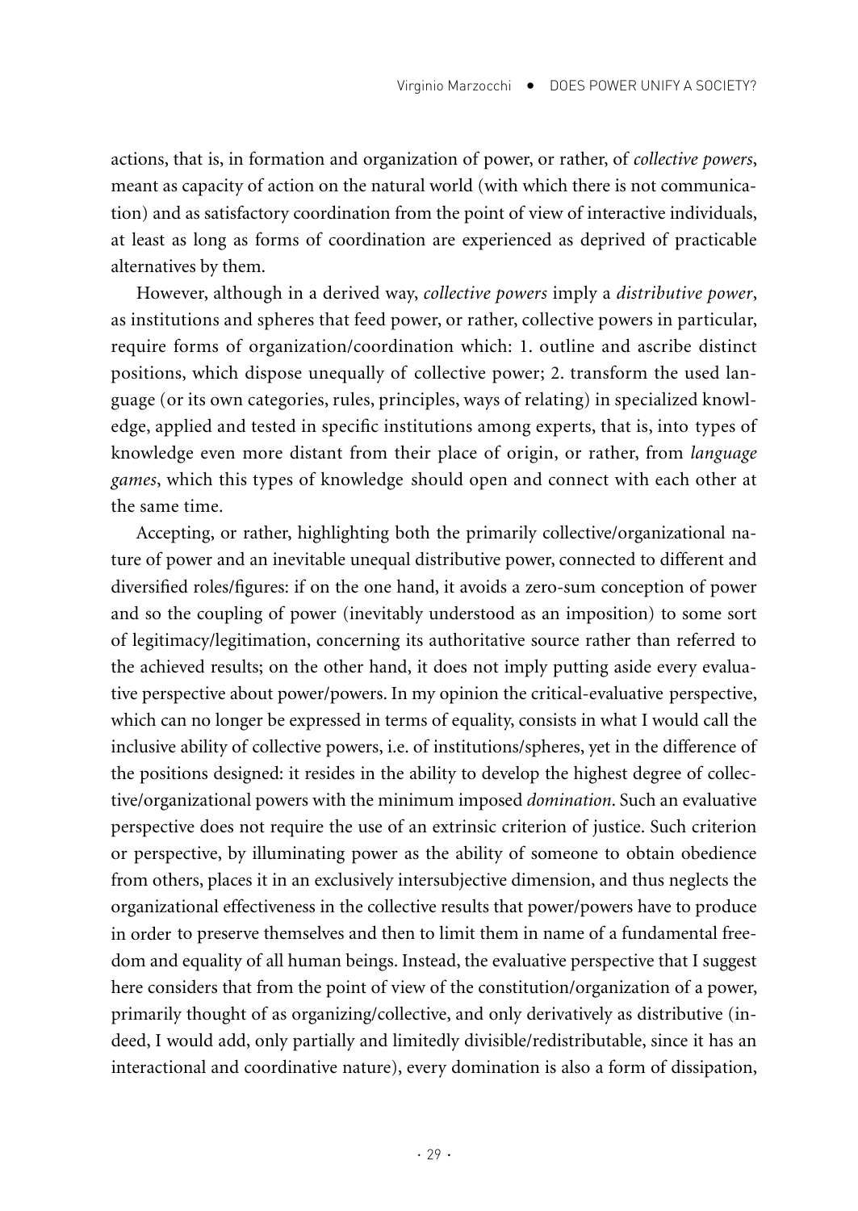actions, that is, in formation and organization of power, or rather, of *collective powers*, meant as capacity of action on the natural world (with which there is not communication) and as satisfactory coordination from the point of view of interactive individuals, at least as long as forms of coordination are experienced as deprived of practicable alternatives by them.

However, although in a derived way, *collective powers* imply a *distributive power*, as institutions and spheres that feed power, or rather, collective powers in particular, require forms of organization/coordination which: 1. outline and ascribe distinct positions, which dispose unequally of collective power; 2. transform the used language (or its own categories, rules, principles, ways of relating) in specialized knowledge, applied and tested in specific institutions among experts, that is, into types of knowledge even more distant from their place of origin, or rather, from *language games*, which this types of knowledge should open and connect with each other at the same time.

Accepting, or rather, highlighting both the primarily collective/organizational nature of power and an inevitable unequal distributive power, connected to different and diversified roles/figures: if on the one hand, it avoids a zero-sum conception of power and so the coupling of power (inevitably understood as an imposition) to some sort of legitimacy/legitimation, concerning its authoritative source rather than referred to the achieved results; on the other hand, it does not imply putting aside every evaluative perspective about power/powers. In my opinion the critical-evaluative perspective, which can no longer be expressed in terms of equality, consists in what I would call the inclusive ability of collective powers, i.e. of institutions/spheres, yet in the difference of the positions designed: it resides in the ability to develop the highest degree of collective/organizational powers with the minimum imposed *domination*. Such an evaluative perspective does not require the use of an extrinsic criterion of justice. Such criterion or perspective, by illuminating power as the ability of someone to obtain obedience from others, places it in an exclusively intersubjective dimension, and thus neglects the organizational effectiveness in the collective results that power/powers have to produce in order to preserve themselves and then to limit them in name of a fundamental freedom and equality of all human beings. Instead, the evaluative perspective that I suggest here considers that from the point of view of the constitution/organization of a power, primarily thought of as organizing/collective, and only derivatively as distributive (indeed, I would add, only partially and limitedly divisible/redistributable, since it has an interactional and coordinative nature), every domination is also a form of dissipation,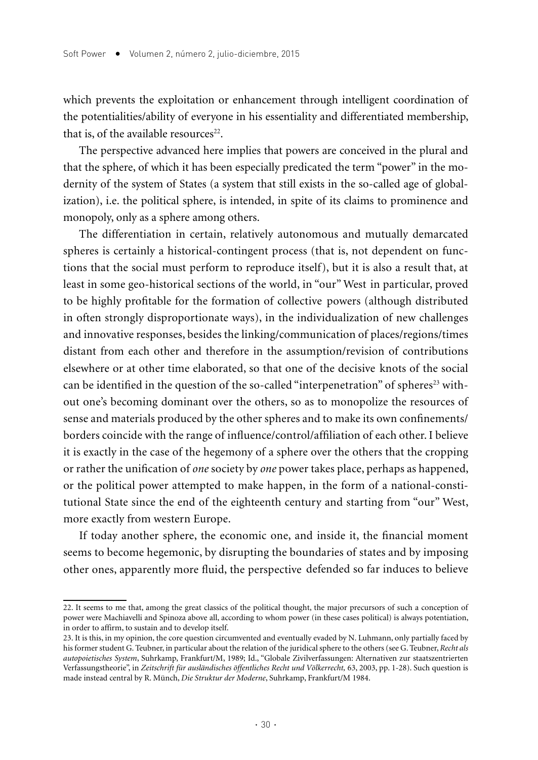which prevents the exploitation or enhancement through intelligent coordination of the potentialities/ability of everyone in his essentiality and differentiated membership, that is, of the available resources[22].

The perspective advanced here implies that powers are conceived in the plural and that the sphere, of which it has been especially predicated the term "power" in the modernity of the system of States (a system that still exists in the so-called age of globalization), i.e. the political sphere, is intended, in spite of its claims to prominence and monopoly, only as a sphere among others.

The differentiation in certain, relatively autonomous and mutually demarcated spheres is certainly a historical-contingent process (that is, not dependent on functions that the social must perform to reproduce itself), but it is also a result that, at least in some geo-historical sections of the world, in "our" West in particular, proved to be highly profitable for the formation of collective powers (although distributed in often strongly disproportionate ways), in the individualization of new challenges and innovative responses, besides the linking/communication of places/regions/times distant from each other and therefore in the assumption/revision of contributions elsewhere or at other time elaborated, so that one of the decisive knots of the social can be identified in the question of the so-called "interpenetration" of spheres[23] without one's becoming dominant over the others, so as to monopolize the resources of sense and materials produced by the other spheres and to make its own confinements/borders coincide with the range of influence/control/affiliation of each other. I believe it is exactly in the case of the hegemony of a sphere over the others that the cropping or rather the unification of *one* society by *one* power takes place, perhaps as happened, or the political power attempted to make happen, in the form of a national-constitutional State since the end of the eighteenth century and starting from "our" West, more exactly from western Europe.

If today another sphere, the economic one, and inside it, the financial moment seems to become hegemonic, by disrupting the boundaries of states and by imposing other ones, apparently more fluid, the perspective defended so far induces to believe

---

22. It seems to me that, among the great classics of the political thought, the major precursors of such a conception of power were Machiavelli and Spinoza above all, according to whom power (in these cases political) is always potentiation, in order to affirm, to sustain and to develop itself.

23. It is this, in my opinion, the core question circumvented and eventually evaded by N. Luhmann, only partially faced by his former student G. Teubner, in particular about the relation of the juridical sphere to the others (see G. Teubner, *Recht als autopoietisches System*, Suhrkamp, Frankfurt/M, 1989; Id., "Globale Zivilverfassungen: Alternativen zur staatszentrierten Verfassungstheorie", in *Zeitschrift für ausländisches öffentliches Recht und Völkerrecht,* 63, 2003, pp. 1-28). Such question is made instead central by R. Münch, *Die Struktur der Moderne*, Suhrkamp, Frankfurt/M 1984.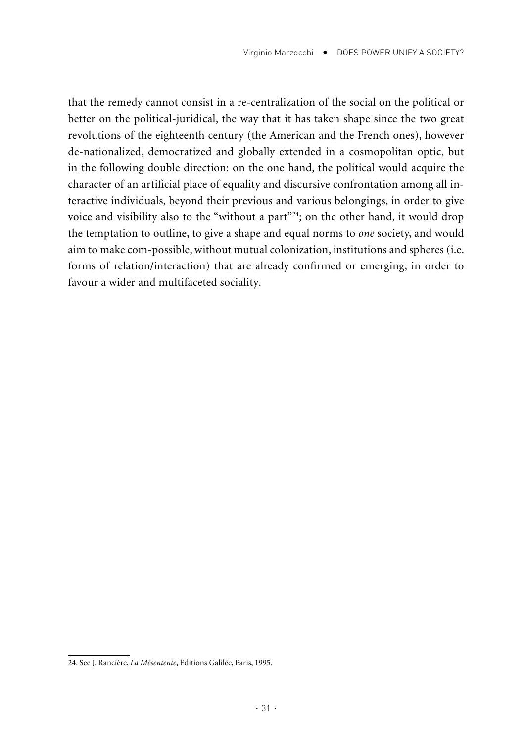that the remedy cannot consist in a re-centralization of the social on the political or better on the political-juridical, the way that it has taken shape since the two great revolutions of the eighteenth century (the American and the French ones), however de-nationalized, democratized and globally extended in a cosmopolitan optic, but in the following double direction: on the one hand, the political would acquire the character of an artificial place of equality and discursive confrontation among all interactive individuals, beyond their previous and various belongings, in order to give voice and visibility also to the "without a part"[24]; on the other hand, it would drop the temptation to outline, to give a shape and equal norms to *one* society, and would aim to make com-possible, without mutual colonization, institutions and spheres (i.e. forms of relation/interaction) that are already confirmed or emerging, in order to favour a wider and multifaceted sociality.

---

24. See J. Rancière, *La Mésentente*, Éditions Galilée, Paris, 1995.